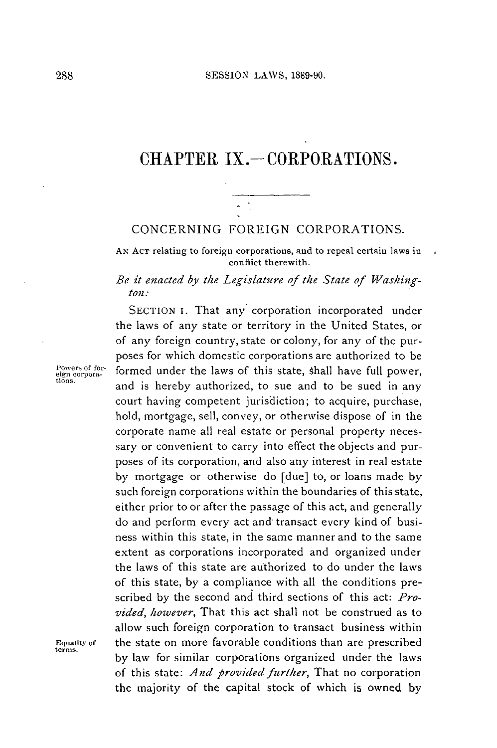# CHAPTER IX.—CORPORATIONS.

## CONCERNING FOREIGN CORPORATIONS.

AN ACT relating to foreign corporations, and to repeal certain laws in conflict therewith.

*Be it enacted by the Legislature of the State of Washington:*

Powers of foreign corporations.

SECTION 1. That any corporation incorporated under the laws of any state or territory in the United States, or of any foreign country, state or colony, for any of the purposes for which domestic corporations are authorized to be formed under the laws of this state, shall have full power, and is hereby authorized, to sue and to be sued in any court having competent jurisdiction; to acquire, purchase, hold, mortgage, sell, convey, or otherwise dispose of in the corporate name all real estate or personal property necessary or convenient to carry into effect the objects and purposes of its corporation, and also any interest in real estate by mortgage or otherwise do [due] to, or loans made by such foreign corporations within the boundaries of this state, either prior to or after the passage of this act, and generally do and perform every act and transact every kind of business within this state, in the same manner and to the same extent as corporations incorporated and organized under the laws of this state are authorized to do under the laws of this state, by a compliance with all the conditions prescribed by the second and third sections of this act: *Provided, however,* That this act shall not be construed as to allow such foreign corporation to transact business within the state on more favorable conditions than are prescribed by law for similar corporations organized under the laws of this state: *And provided further,* That no corporation the majority of the capital stock of which is owned by

Equality of terms.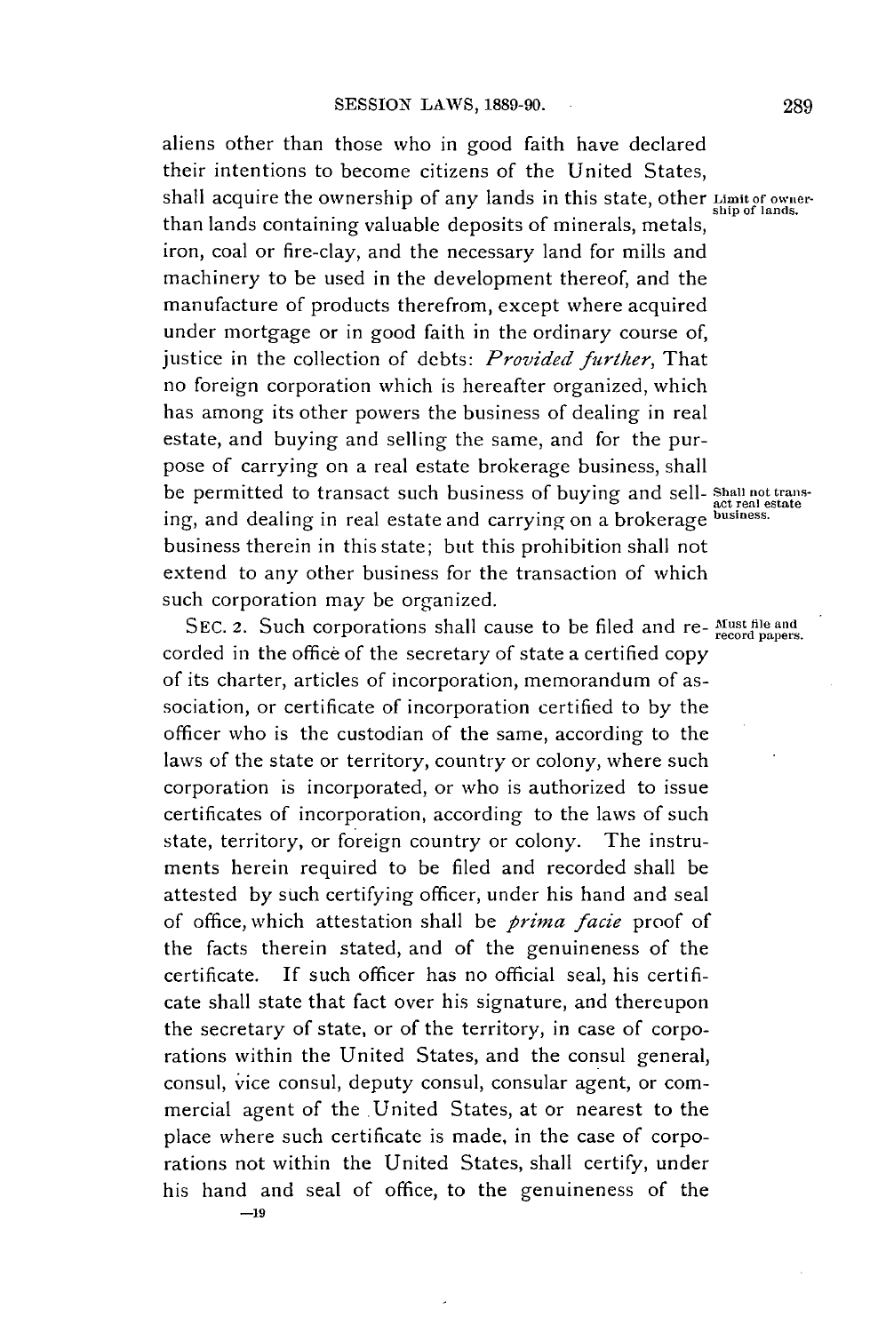aliens other than those who in good faith have declared their intentions to become citizens of the United States, shall acquire the ownership of any lands in this state, other than lands containing valuable deposits of minerals, metals, iron, coal or fire-clay, and the necessary land for mills and machinery to be used in the development thereof, and the manufacture of products therefrom, except where acquired under mortgage or in good faith in the ordinary course of, justice in the collection of debts: *Provided further*, That no foreign corporation which is hereafter organized, which has among its other powers the business of dealing in real estate, and buying and selling the same, and for the purpose of carrying on a real estate brokerage business, shall be permitted to transact such business of buying and selling, and dealing in real estate and carrying on a brokerage business therein in this state; but this prohibition shall not extend to any other business for the transaction of which such corporation may be organized.

Limit of ownership of lands.

Shall not transact real estate business.

SEC. 2. Such corporations shall cause to be filed and recorded in the office of the secretary of state a certified copy of its charter, articles of incorporation, memorandum of association, or certificate of incorporation certified to by the officer who is the custodian of the same, according to the laws of the state or territory, country or colony, where such corporation is incorporated, or who is authorized to issue certificates of incorporation, according to the laws of such state, territory, or foreign country or colony. The instruments herein required to be filed and recorded shall be attested by such certifying officer, under his hand and seal of office, which attestation shall be *prima facie* proof of the facts therein stated, and of the genuineness of the certificate. If such officer has no official seal, his certificate shall state that fact over his signature, and thereupon the secretary of state, or of the territory, in case of corporations within the United States, and the consul general, consul, vice consul, deputy consul, consular agent, or commercial agent of the United States, at or nearest to the place where such certificate is made, in the case of corporations not within the United States, shall certify, under his hand and seal of office, to the genuineness of the

Must file and record papers.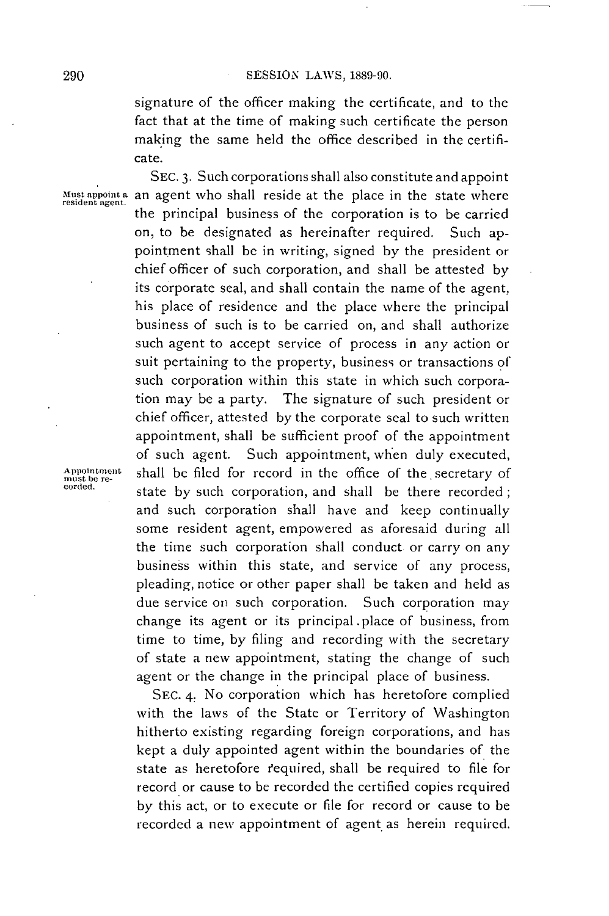signature of the officer making the certificate, and to the fact that at the time of making such certificate the person making the same held the office described in the certificate.

SEC. 3. Such corporations shall also constitute and appoint an agent who shall reside at the place in the state where the principal business of the corporation is to be carried on, to be designated as hereinafter required. Such appointment shall be in writing, signed by the president or chief officer of such corporation, and shall be attested by its corporate seal, and shall contain the name of the agent, his place of residence and the place where the principal business of such is to be carried on, and shall authorize such agent to accept service of process in any action or suit pertaining to the property, business or transactions of such corporation within this state in which such corporation may be a party. The signature of such president or chief officer, attested by the corporate seal to such written appointment, shall be sufficient proof of the appointment of such agent. Such appointment, when duly executed, shall be filed for record in the office of the secretary of state by such corporation, and shall be there recorded; and such corporation shall have and keep continually some resident agent, empowered as aforesaid during all the time such corporation shall conduct or carry on any business within this state, and service of any process, pleading, notice or other paper shall be taken and held as due service on such corporation. Such corporation may change its agent or its principal place of business, from time to time, by filing and recording with the secretary of state a new appointment, stating the change of such agent or the change in the principal place of business.

*Must appoint a resident agent.*

*Appointment must be recorded.*

SEC. 4. No corporation which has heretofore complied with the laws of the State or Territory of Washington hitherto existing regarding foreign corporations, and has kept a duly appointed agent within the boundaries of the state as heretofore required, shall be required to file for record or cause to be recorded the certified copies required by this act, or to execute or file for record or cause to be recorded a new appointment of agent as herein required.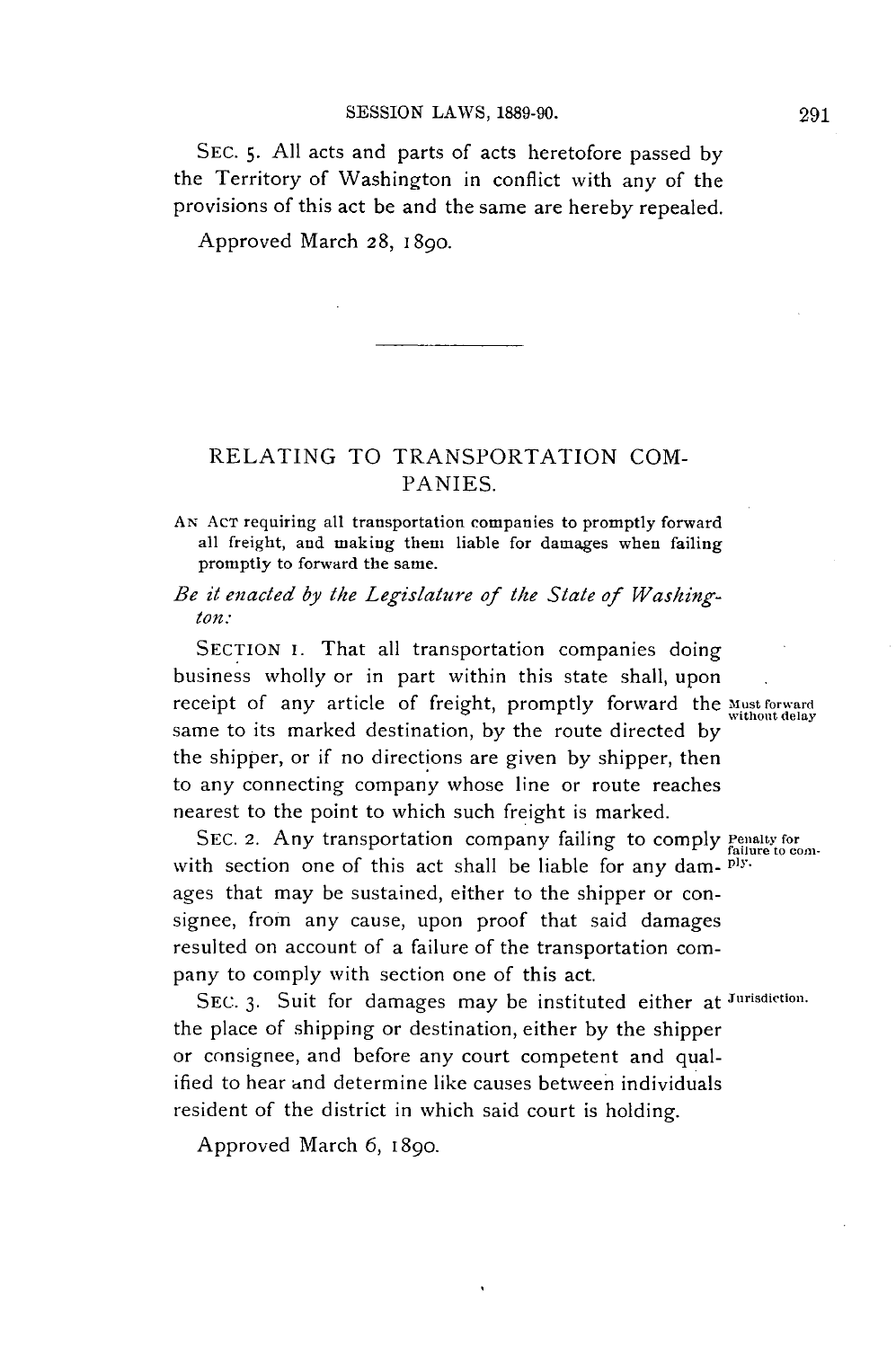SEC. 5. All acts and parts of acts heretofore passed by the Territory of Washington in conflict with any of the provisions of this act be and the same are hereby repealed.

Approved March 28, 1890.

---

## RELATING TO TRANSPORTATION COMPANIES.

AN ACT requiring all transportation companies to promptly forward all freight, and making them liable for damages when failing promptly to forward the same.

*Be it enacted by the Legislature of the State of Washington:*

SECTION 1. That all transportation companies doing business wholly or in part within this state shall, upon receipt of any article of freight, promptly forward the same to its marked destination, by the route directed by the shipper, or if no directions are given by shipper, then to any connecting company whose line or route reaches nearest to the point to which such freight is marked.

*Must forward without delay*

SEC. 2. Any transportation company failing to comply with section one of this act shall be liable for any damages that may be sustained, either to the shipper or consignee, from any cause, upon proof that said damages resulted on account of a failure of the transportation company to comply with section one of this act.

*Penalty for failure to comply.*

SEC. 3. Suit for damages may be instituted either at the place of shipping or destination, either by the shipper or consignee, and before any court competent and qualified to hear and determine like causes between individuals resident of the district in which said court is holding.

*Jurisdiction.*

Approved March 6, 1890.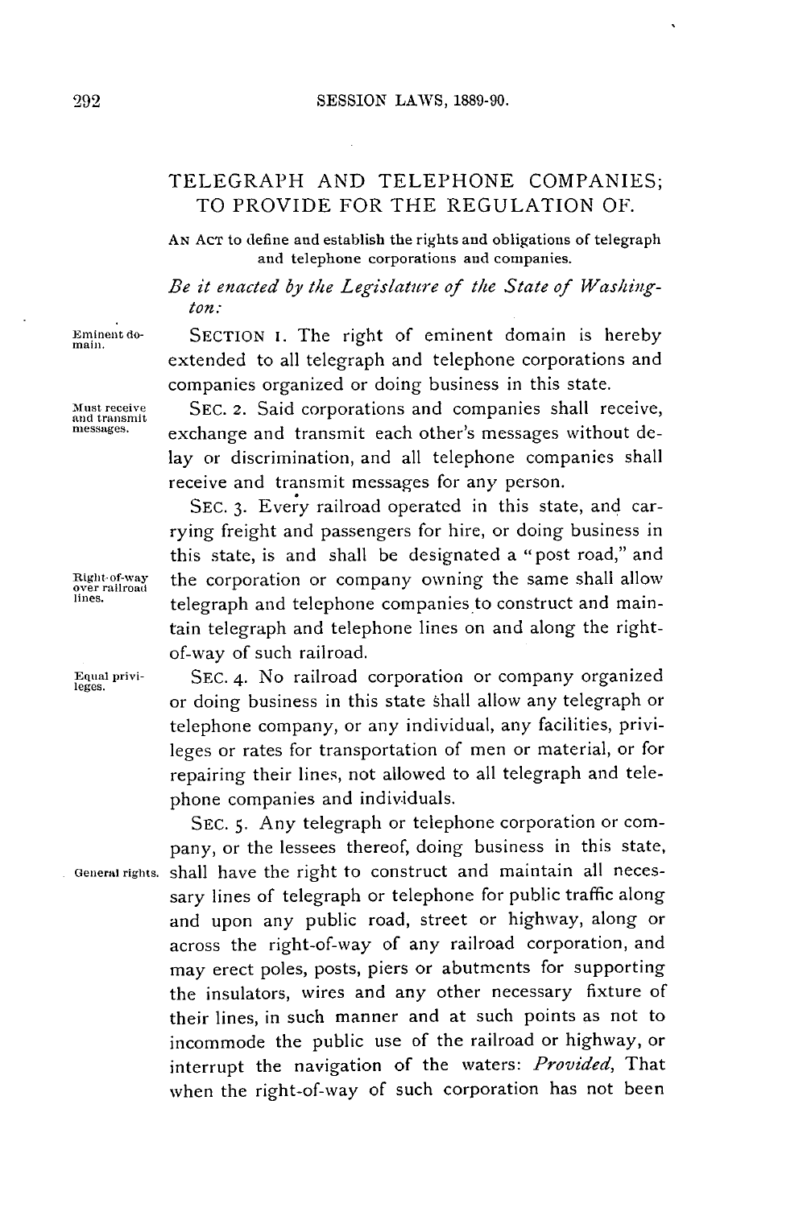## TELEGRAPH AND TELEPHONE COMPANIES; TO PROVIDE FOR THE REGULATION OF.

AN ACT to define and establish the rights and obligations of telegraph and telephone corporations and companies.

*Be it enacted by the Legislature of the State of Washington:*

Eminent domain.

SECTION 1. The right of eminent domain is hereby extended to all telegraph and telephone corporations and companies organized or doing business in this state.

Must receive and transmit messages.

SEC. 2. Said corporations and companies shall receive, exchange and transmit each other's messages without delay or discrimination, and all telephone companies shall receive and transmit messages for any person.

Right-of-way over railroad lines.

SEC. 3. Every railroad operated in this state, and carrying freight and passengers for hire, or doing business in this state, is and shall be designated a "post road," and the corporation or company owning the same shall allow telegraph and telephone companies to construct and maintain telegraph and telephone lines on and along the right-of-way of such railroad.

Equal privileges.

SEC. 4. No railroad corporation or company organized or doing business in this state shall allow any telegraph or telephone company, or any individual, any facilities, privileges or rates for transportation of men or material, or for repairing their lines, not allowed to all telegraph and telephone companies and individuals.

General rights.

SEC. 5. Any telegraph or telephone corporation or company, or the lessees thereof, doing business in this state, shall have the right to construct and maintain all necessary lines of telegraph or telephone for public traffic along and upon any public road, street or highway, along or across the right-of-way of any railroad corporation, and may erect poles, posts, piers or abutments for supporting the insulators, wires and any other necessary fixture of their lines, in such manner and at such points as not to incommode the public use of the railroad or highway, or interrupt the navigation of the waters: *Provided*, That when the right-of-way of such corporation has not been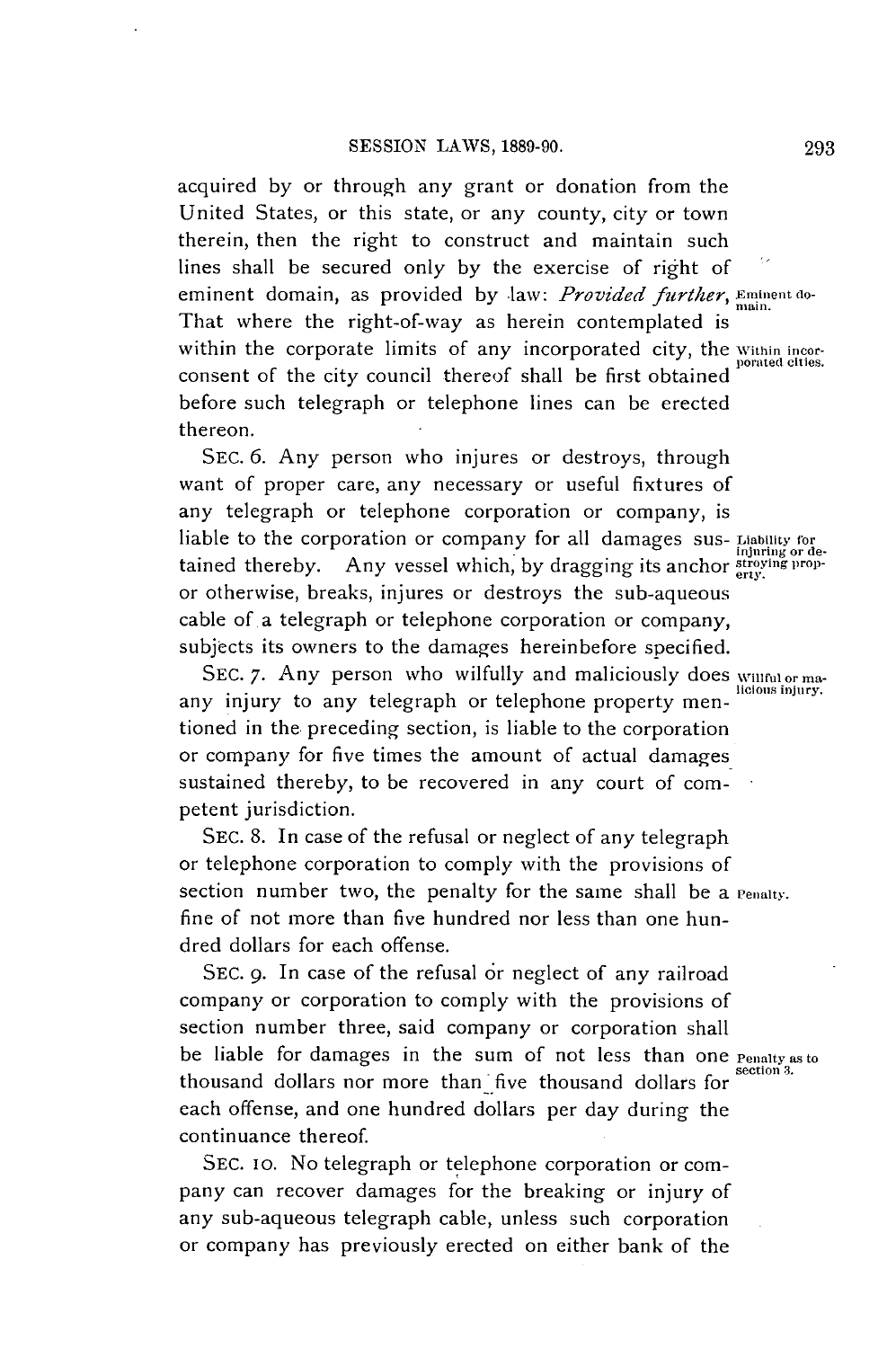acquired by or through any grant or donation from the United States, or this state, or any county, city or town therein, then the right to construct and maintain such lines shall be secured only by the exercise of right of eminent domain, as provided by law: *Provided further*, That where the right-of-way as herein contemplated is within the corporate limits of any incorporated city, the consent of the city council thereof shall be first obtained before such telegraph or telephone lines can be erected thereon.

Eminent domain.

Within incorporated cities.

SEC. 6. Any person who injures or destroys, through want of proper care, any necessary or useful fixtures of any telegraph or telephone corporation or company, is liable to the corporation or company for all damages sustained thereby. Any vessel which, by dragging its anchor or otherwise, breaks, injures or destroys the sub-aqueous cable of a telegraph or telephone corporation or company, subjects its owners to the damages hereinbefore specified.

Liability for injuring or destroying property.

SEC. 7. Any person who wilfully and maliciously does any injury to any telegraph or telephone property mentioned in the preceding section, is liable to the corporation or company for five times the amount of actual damages sustained thereby, to be recovered in any court of competent jurisdiction.

Willful or malicious injury.

SEC. 8. In case of the refusal or neglect of any telegraph or telephone corporation to comply with the provisions of section number two, the penalty for the same shall be a fine of not more than five hundred nor less than one hundred dollars for each offense.

Penalty.

SEC. 9. In case of the refusal or neglect of any railroad company or corporation to comply with the provisions of section number three, said company or corporation shall be liable for damages in the sum of not less than one thousand dollars nor more than five thousand dollars for each offense, and one hundred dollars per day during the continuance thereof.

Penalty as to section 3.

SEC. 10. No telegraph or telephone corporation or company can recover damages for the breaking or injury of any sub-aqueous telegraph cable, unless such corporation or company has previously erected on either bank of the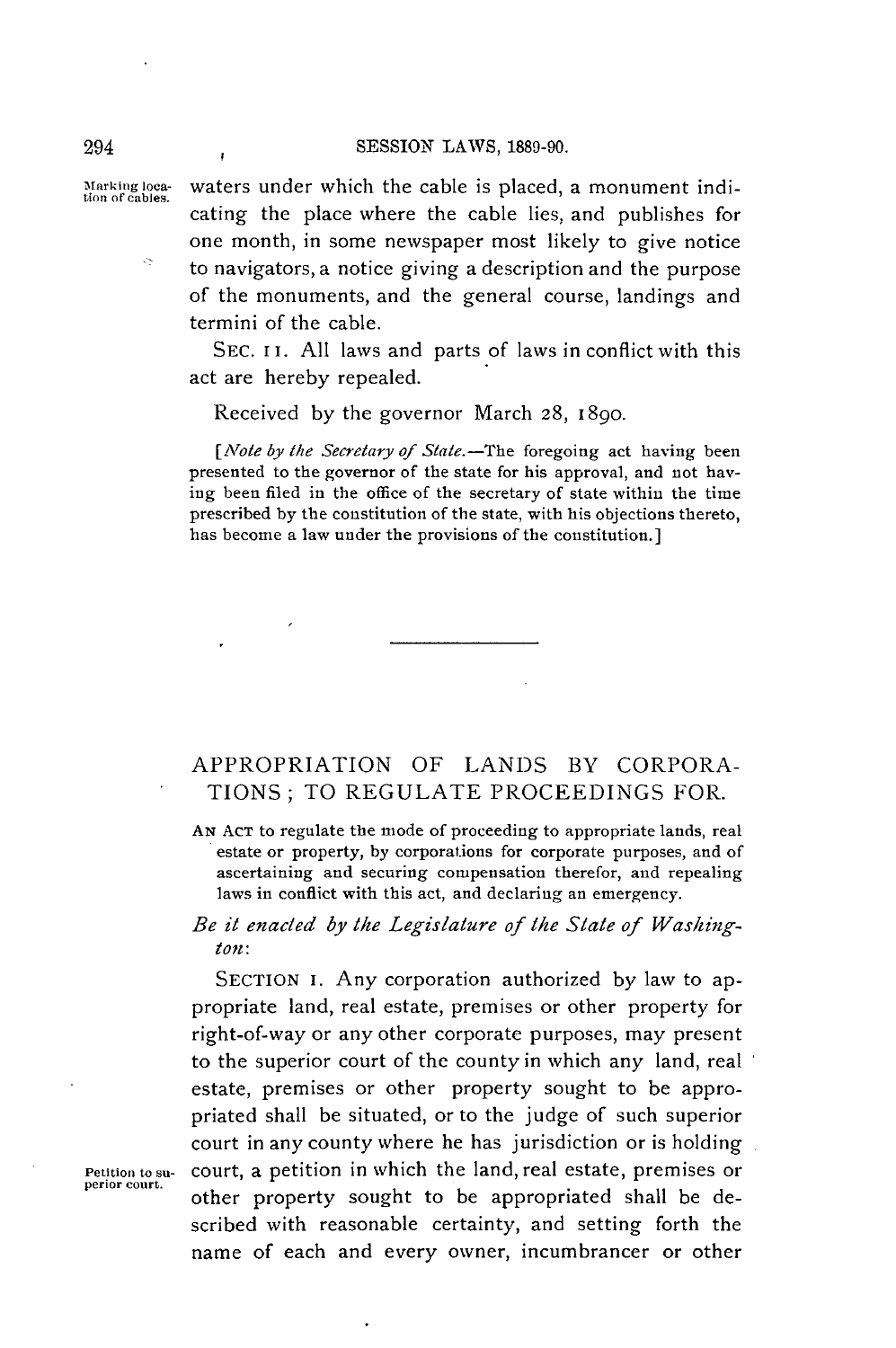Marking location of cables.

waters under which the cable is placed, a monument indicating the place where the cable lies, and publishes for one month, in some newspaper most likely to give notice to navigators, a notice giving a description and the purpose of the monuments, and the general course, landings and termini of the cable.

SEC. 11. All laws and parts of laws in conflict with this act are hereby repealed.

Received by the governor March 28, 1890.

[*Note by the Secretary of State.*—The foregoing act having been presented to the governor of the state for his approval, and not having been filed in the office of the secretary of state within the time prescribed by the constitution of the state, with his objections thereto, has become a law under the provisions of the constitution.]

---

## APPROPRIATION OF LANDS BY CORPORATIONS; TO REGULATE PROCEEDINGS FOR.

AN ACT to regulate the mode of proceeding to appropriate lands, real estate or property, by corporations for corporate purposes, and of ascertaining and securing compensation therefor, and repealing laws in conflict with this act, and declaring an emergency.

*Be it enacted by the Legislature of the State of Washington:*

SECTION 1. Any corporation authorized by law to appropriate land, real estate, premises or other property for right-of-way or any other corporate purposes, may present to the superior court of the county in which any land, real estate, premises or other property sought to be appropriated shall be situated, or to the judge of such superior court in any county where he has jurisdiction or is holding court, a petition in which the land, real estate, premises or other property sought to be appropriated shall be described with reasonable certainty, and setting forth the name of each and every owner, incumbrancer or other

Petition to superior court.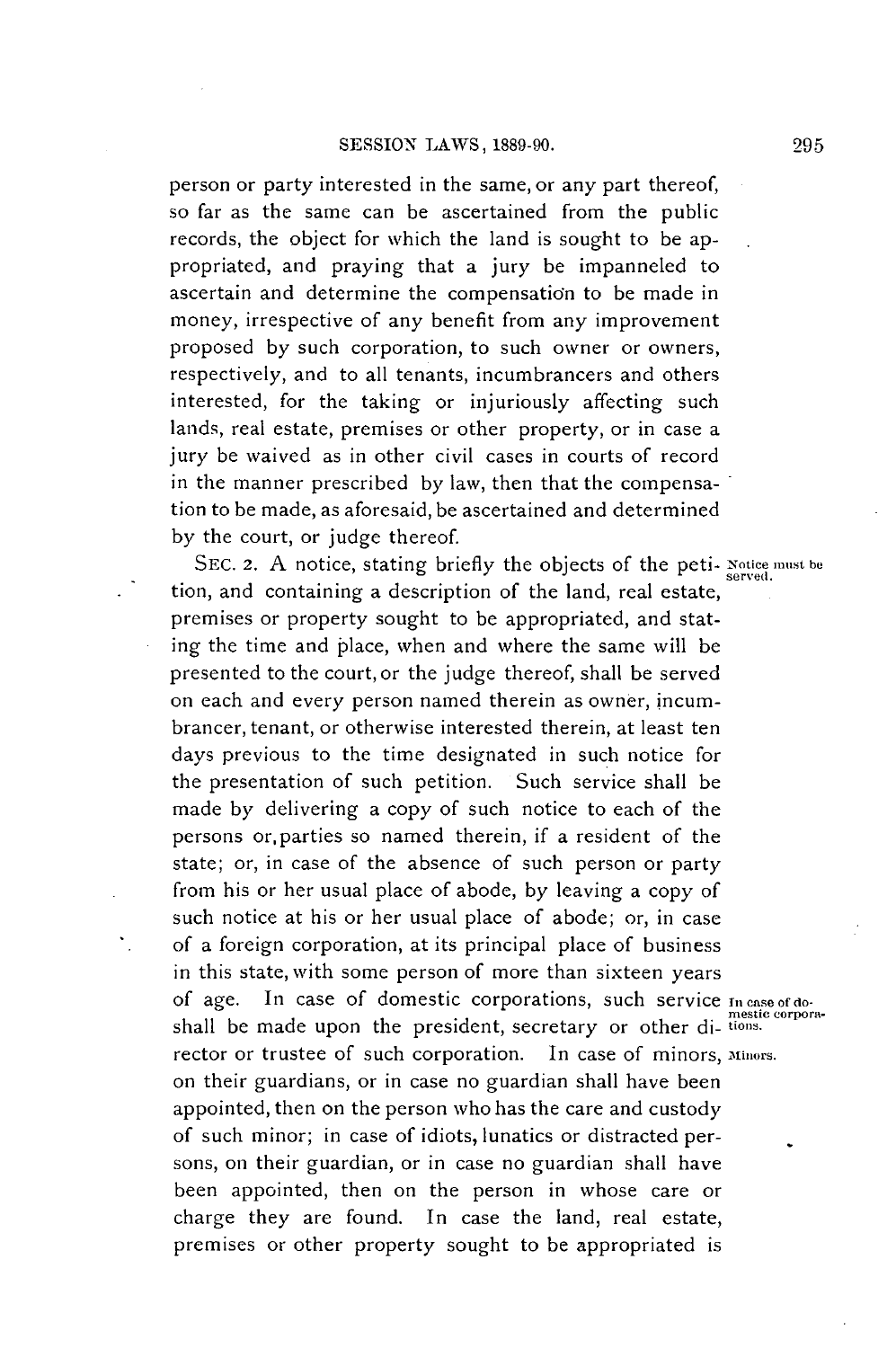person or party interested in the same, or any part thereof, so far as the same can be ascertained from the public records, the object for which the land is sought to be appropriated, and praying that a jury be impanneled to ascertain and determine the compensation to be made in money, irrespective of any benefit from any improvement proposed by such corporation, to such owner or owners, respectively, and to all tenants, incumbrancers and others interested, for the taking or injuriously affecting such lands, real estate, premises or other property, or in case a jury be waived as in other civil cases in courts of record in the manner prescribed by law, then that the compensation to be made, as aforesaid, be ascertained and determined by the court, or judge thereof.

*Notice must be served.*

SEC. 2. A notice, stating briefly the objects of the petition, and containing a description of the land, real estate, premises or property sought to be appropriated, and stating the time and place, when and where the same will be presented to the court, or the judge thereof, shall be served on each and every person named therein as owner, incumbrancer, tenant, or otherwise interested therein, at least ten days previous to the time designated in such notice for the presentation of such petition. Such service shall be made by delivering a copy of such notice to each of the persons or, parties so named therein, if a resident of the state; or, in case of the absence of such person or party from his or her usual place of abode, by leaving a copy of such notice at his or her usual place of abode; or, in case of a foreign corporation, at its principal place of business in this state, with some person of more than sixteen years of age. In case of domestic corporations, such service shall be made upon the president, secretary or other director or trustee of such corporation. In case of minors, on their guardians, or in case no guardian shall have been appointed, then on the person who has the care and custody of such minor; in case of idiots, lunatics or distracted persons, on their guardian, or in case no guardian shall have been appointed, then on the person in whose care or charge they are found. In case the land, real estate, premises or other property sought to be appropriated is

*In case of domestic corporations.*

*Minors.*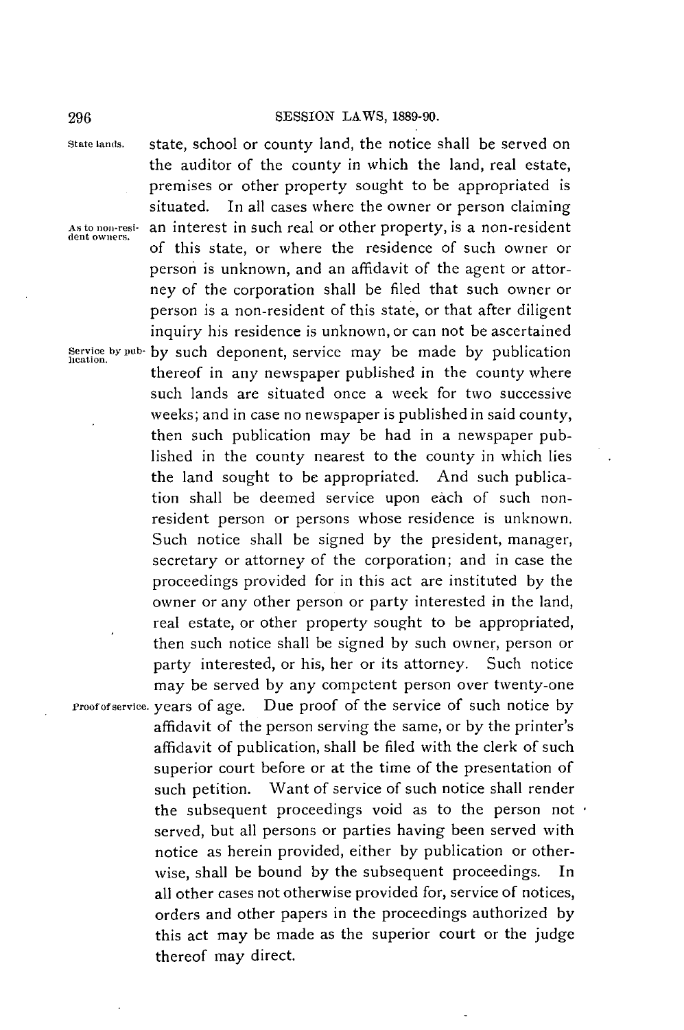state, school or county land, the notice shall be served on the auditor of the county in which the land, real estate, premises or other property sought to be appropriated is situated. In all cases where the owner or person claiming an interest in such real or other property, is a non-resident of this state, or where the residence of such owner or person is unknown, and an affidavit of the agent or attorney of the corporation shall be filed that such owner or person is a non-resident of this state, or that after diligent inquiry his residence is unknown, or can not be ascertained by such deponent, service may be made by publication thereof in any newspaper published in the county where such lands are situated once a week for two successive weeks; and in case no newspaper is published in said county, then such publication may be had in a newspaper published in the county nearest to the county in which lies the land sought to be appropriated. And such publication shall be deemed service upon each of such non-resident person or persons whose residence is unknown. Such notice shall be signed by the president, manager, secretary or attorney of the corporation; and in case the proceedings provided for in this act are instituted by the owner or any other person or party interested in the land, real estate, or other property sought to be appropriated, then such notice shall be signed by such owner, person or party interested, or his, her or its attorney. Such notice may be served by any competent person over twenty-one years of age. Due proof of the service of such notice by affidavit of the person serving the same, or by the printer's affidavit of publication, shall be filed with the clerk of such superior court before or at the time of the presentation of such petition. Want of service of such notice shall render the subsequent proceedings void as to the person not served, but all persons or parties having been served with notice as herein provided, either by publication or otherwise, shall be bound by the subsequent proceedings. In all other cases not otherwise provided for, service of notices, orders and other papers in the proceedings authorized by this act may be made as the superior court or the judge thereof may direct.

*State lands.*

*As to non-resident owners.*

*Service by publication.*

*Proof of service.*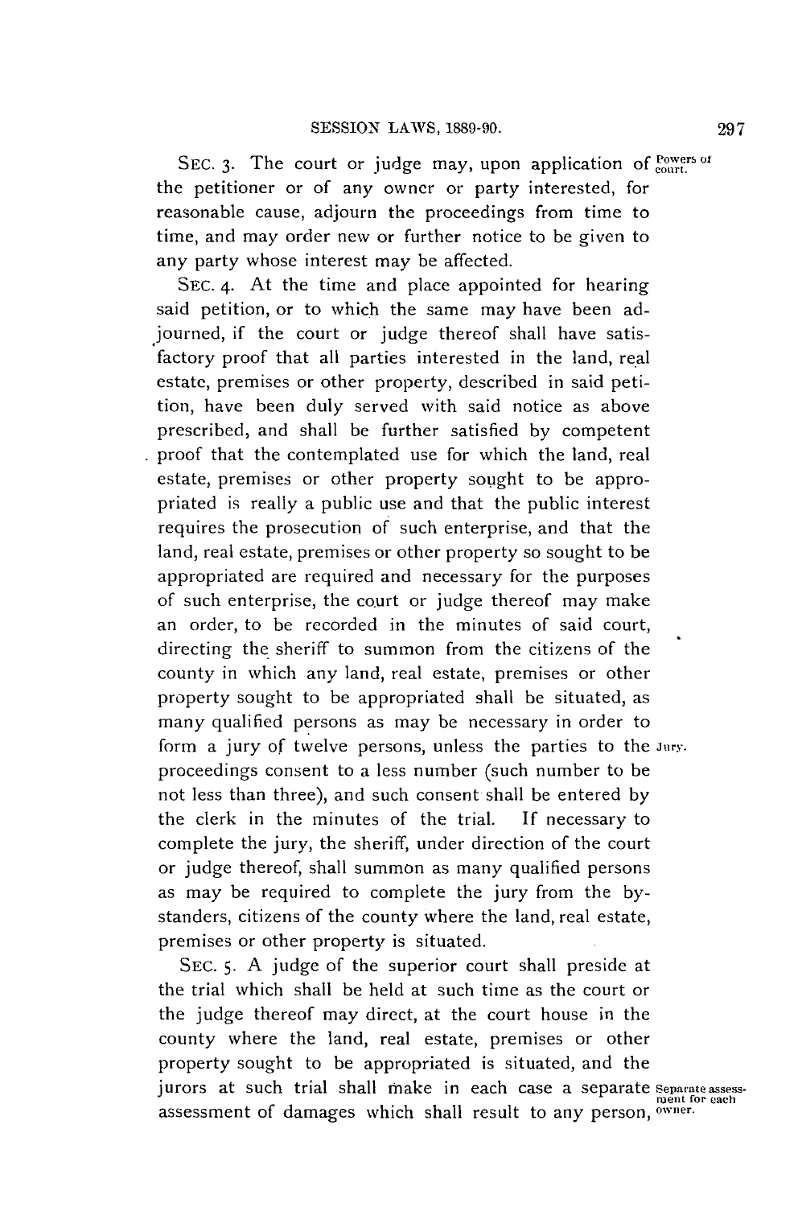SEC. 3. The court or judge may, upon application of the petitioner or of any owner or party interested, for reasonable cause, adjourn the proceedings from time to time, and may order new or further notice to be given to any party whose interest may be affected.

*Powers of court.*

SEC. 4. At the time and place appointed for hearing said petition, or to which the same may have been adjourned, if the court or judge thereof shall have satisfactory proof that all parties interested in the land, real estate, premises or other property, described in said petition, have been duly served with said notice as above prescribed, and shall be further satisfied by competent proof that the contemplated use for which the land, real estate, premises or other property sought to be appropriated is really a public use and that the public interest requires the prosecution of such enterprise, and that the land, real estate, premises or other property so sought to be appropriated are required and necessary for the purposes of such enterprise, the court or judge thereof may make an order, to be recorded in the minutes of said court, directing the sheriff to summon from the citizens of the county in which any land, real estate, premises or other property sought to be appropriated shall be situated, as many qualified persons as may be necessary in order to form a jury of twelve persons, unless the parties to the proceedings consent to a less number (such number to be not less than three), and such consent shall be entered by the clerk in the minutes of the trial. If necessary to complete the jury, the sheriff, under direction of the court or judge thereof, shall summon as many qualified persons as may be required to complete the jury from the bystanders, citizens of the county where the land, real estate, premises or other property is situated.

*Jury.*

SEC. 5. A judge of the superior court shall preside at the trial which shall be held at such time as the court or the judge thereof may direct, at the court house in the county where the land, real estate, premises or other property sought to be appropriated is situated, and the jurors at such trial shall make in each case a separate assessment of damages which shall result to any person,

*Separate assessment for each owner.*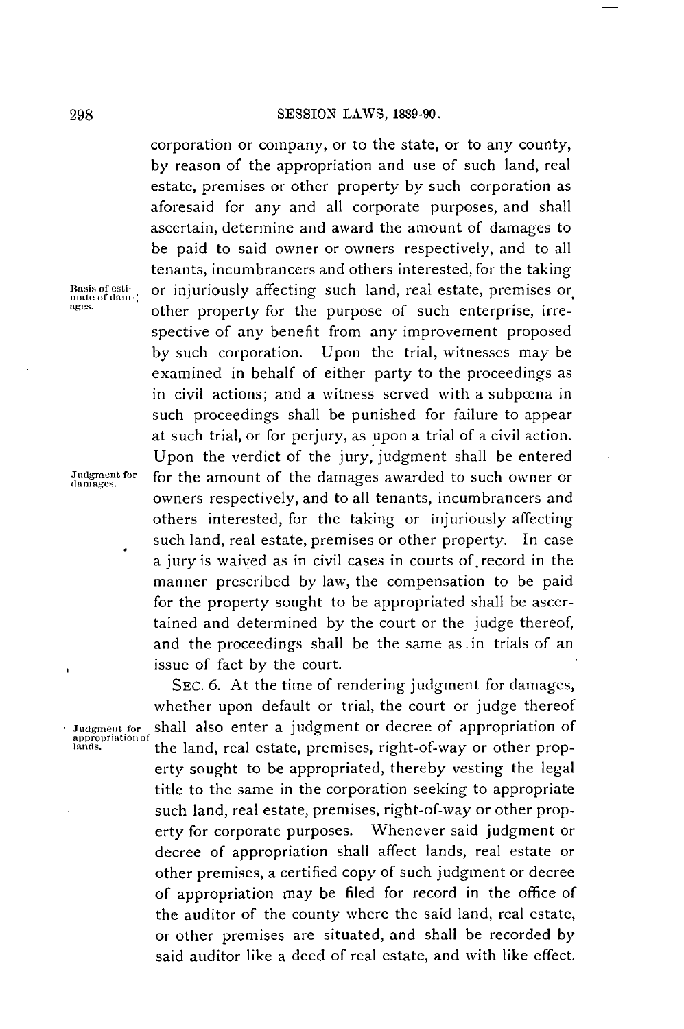corporation or company, or to the state, or to any county, by reason of the appropriation and use of such land, real estate, premises or other property by such corporation as aforesaid for any and all corporate purposes, and shall ascertain, determine and award the amount of damages to be paid to said owner or owners respectively, and to all tenants, incumbrancers and others interested, for the taking or injuriously affecting such land, real estate, premises or other property for the purpose of such enterprise, irrespective of any benefit from any improvement proposed by such corporation. Upon the trial, witnesses may be examined in behalf of either party to the proceedings as in civil actions; and a witness served with a subpœna in such proceedings shall be punished for failure to appear at such trial, or for perjury, as upon a trial of a civil action. Upon the verdict of the jury, judgment shall be entered for the amount of the damages awarded to such owner or owners respectively, and to all tenants, incumbrancers and others interested, for the taking or injuriously affecting such land, real estate, premises or other property. In case a jury is waived as in civil cases in courts of record in the manner prescribed by law, the compensation to be paid for the property sought to be appropriated shall be ascertained and determined by the court or the judge thereof, and the proceedings shall be the same as in trials of an issue of fact by the court.

*Basis of estimate of damages.*

*Judgment for damages.*

SEC. 6. At the time of rendering judgment for damages, whether upon default or trial, the court or judge thereof shall also enter a judgment or decree of appropriation of the land, real estate, premises, right-of-way or other property sought to be appropriated, thereby vesting the legal title to the same in the corporation seeking to appropriate such land, real estate, premises, right-of-way or other property for corporate purposes. Whenever said judgment or decree of appropriation shall affect lands, real estate or other premises, a certified copy of such judgment or decree of appropriation may be filed for record in the office of the auditor of the county where the said land, real estate, or other premises are situated, and shall be recorded by said auditor like a deed of real estate, and with like effect.

*Judgment for appropriation of lands.*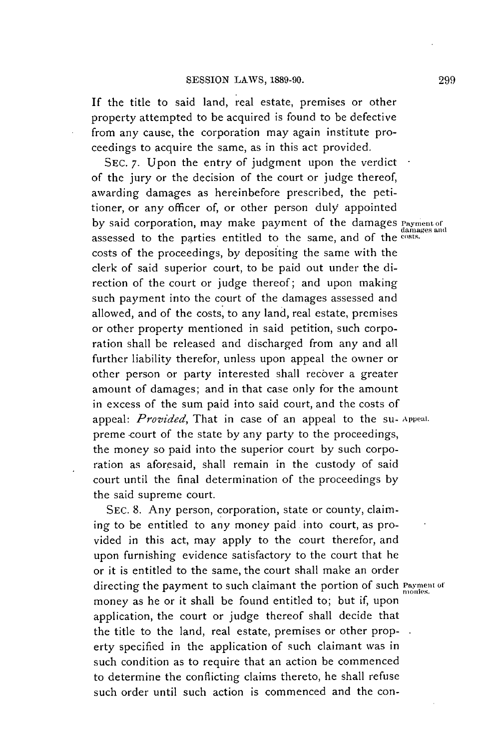If the title to said land, real estate, premises or other property attempted to be acquired is found to be defective from any cause, the corporation may again institute proceedings to acquire the same, as in this act provided.

SEC. 7. Upon the entry of judgment upon the verdict of the jury or the decision of the court or judge thereof, awarding damages as hereinbefore prescribed, the petitioner, or any officer of, or other person duly appointed by said corporation, may make payment of the damages assessed to the parties entitled to the same, and of the costs of the proceedings, by depositing the same with the clerk of said superior court, to be paid out under the direction of the court or judge thereof; and upon making such payment into the court of the damages assessed and allowed, and of the costs, to any land, real estate, premises or other property mentioned in said petition, such corporation shall be released and discharged from any and all further liability therefor, unless upon appeal the owner or other person or party interested shall recover a greater amount of damages; and in that case only for the amount in excess of the sum paid into said court, and the costs of appeal: *Provided*, That in case of an appeal to the supreme court of the state by any party to the proceedings, the money so paid into the superior court by such corporation as aforesaid, shall remain in the custody of said court until the final determination of the proceedings by the said supreme court.

Payment of damages and costs.

Appeal.

SEC. 8. Any person, corporation, state or county, claiming to be entitled to any money paid into court, as provided in this act, may apply to the court therefor, and upon furnishing evidence satisfactory to the court that he or it is entitled to the same, the court shall make an order directing the payment to such claimant the portion of such money as he or it shall be found entitled to; but if, upon application, the court or judge thereof shall decide that the title to the land, real estate, premises or other property specified in the application of such claimant was in such condition as to require that an action be commenced to determine the conflicting claims thereto, he shall refuse such order until such action is commenced and the con-

Payment of monies.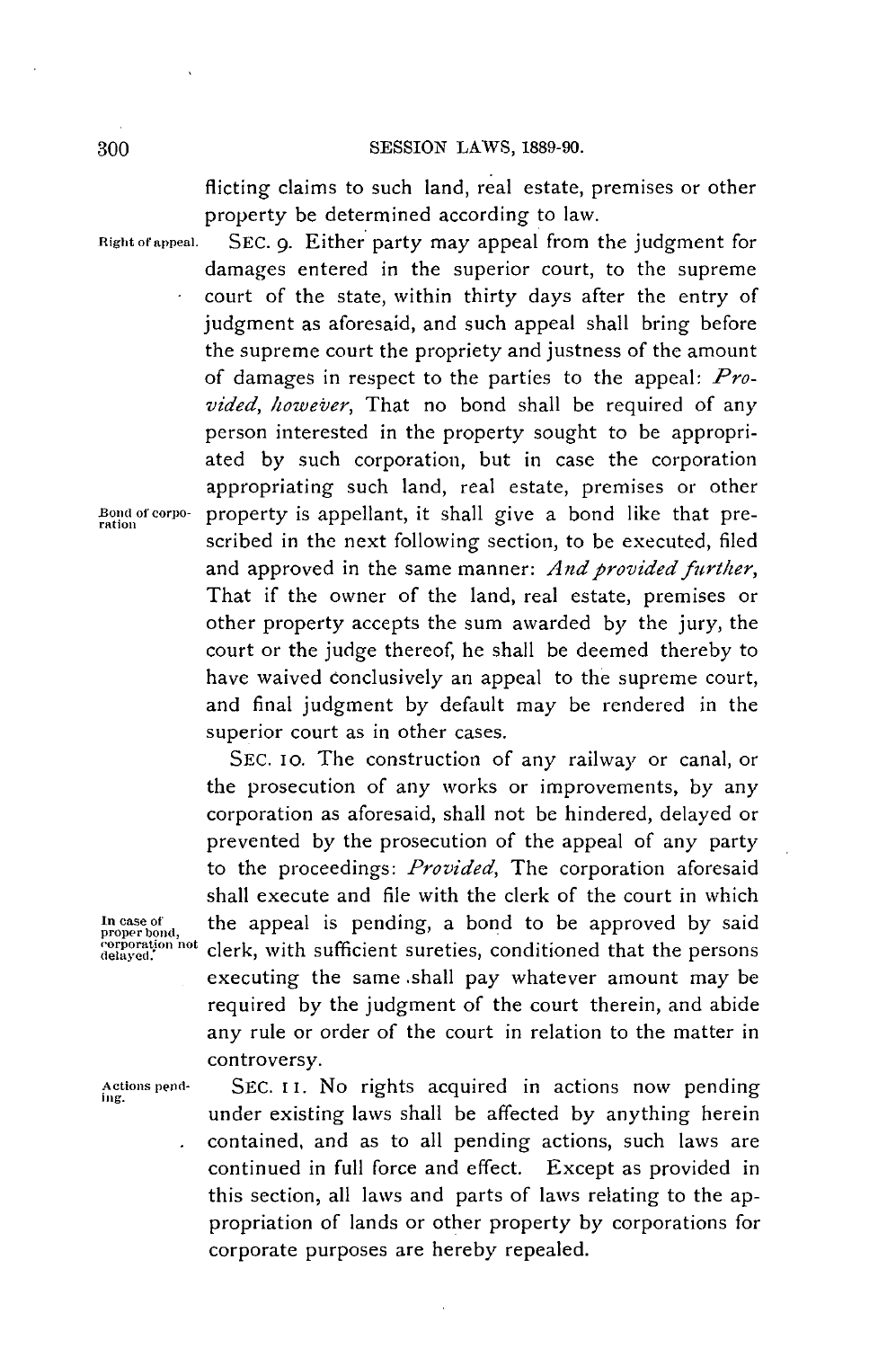flicting claims to such land, real estate, premises or other property be determined according to law.

Right of appeal.

SEC. 9. Either party may appeal from the judgment for damages entered in the superior court, to the supreme court of the state, within thirty days after the entry of judgment as aforesaid, and such appeal shall bring before the supreme court the propriety and justness of the amount of damages in respect to the parties to the appeal: *Provided, however*, That no bond shall be required of any person interested in the property sought to be appropriated by such corporation, but in case the corporation appropriating such land, real estate, premises or other property is appellant, it shall give a bond like that prescribed in the next following section, to be executed, filed and approved in the same manner: *And provided further*, That if the owner of the land, real estate, premises or other property accepts the sum awarded by the jury, the court or the judge thereof, he shall be deemed thereby to have waived conclusively an appeal to the supreme court, and final judgment by default may be rendered in the superior court as in other cases.

Bond of corporation

SEC. 10. The construction of any railway or canal, or the prosecution of any works or improvements, by any corporation as aforesaid, shall not be hindered, delayed or prevented by the prosecution of the appeal of any party to the proceedings: *Provided*, The corporation aforesaid shall execute and file with the clerk of the court in which the appeal is pending, a bond to be approved by said clerk, with sufficient sureties, conditioned that the persons executing the same shall pay whatever amount may be required by the judgment of the court therein, and abide any rule or order of the court in relation to the matter in controversy.

In case of proper bond, corporation not delayed.

Actions pending.

SEC. 11. No rights acquired in actions now pending under existing laws shall be affected by anything herein contained, and as to all pending actions, such laws are continued in full force and effect. Except as provided in this section, all laws and parts of laws relating to the appropriation of lands or other property by corporations for corporate purposes are hereby repealed.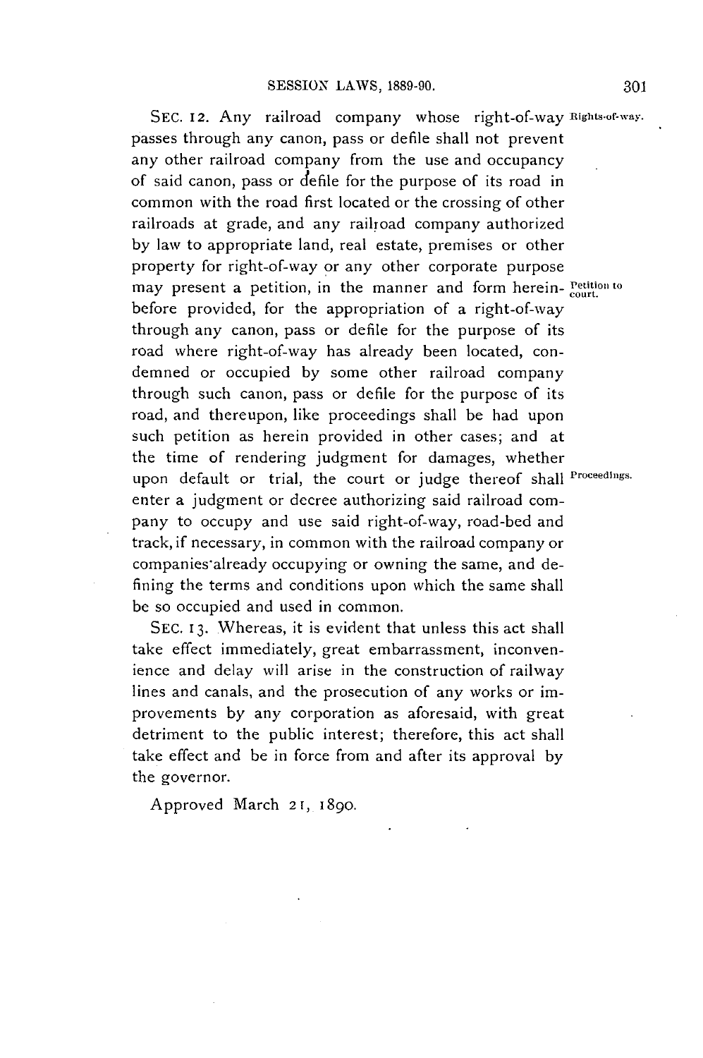SEC. 12. Any railroad company whose right-of-way passes through any canon, pass or defile shall not prevent any other railroad company from the use and occupancy of said canon, pass or defile for the purpose of its road in common with the road first located or the crossing of other railroads at grade, and any railroad company authorized by law to appropriate land, real estate, premises or other property for right-of-way or any other corporate purpose may present a petition, in the manner and form hereinbefore provided, for the appropriation of a right-of-way through any canon, pass or defile for the purpose of its road where right-of-way has already been located, condemned or occupied by some other railroad company through such canon, pass or defile for the purpose of its road, and thereupon, like proceedings shall be had upon such petition as herein provided in other cases; and at the time of rendering judgment for damages, whether upon default or trial, the court or judge thereof shall enter a judgment or decree authorizing said railroad company to occupy and use said right-of-way, road-bed and track, if necessary, in common with the railroad company or companies already occupying or owning the same, and defining the terms and conditions upon which the same shall be so occupied and used in common.

SEC. 13. Whereas, it is evident that unless this act shall take effect immediately, great embarrassment, inconvenience and delay will arise in the construction of railway lines and canals, and the prosecution of any works or improvements by any corporation as aforesaid, with great detriment to the public interest; therefore, this act shall take effect and be in force from and after its approval by the governor.

Approved March 21, 1890.